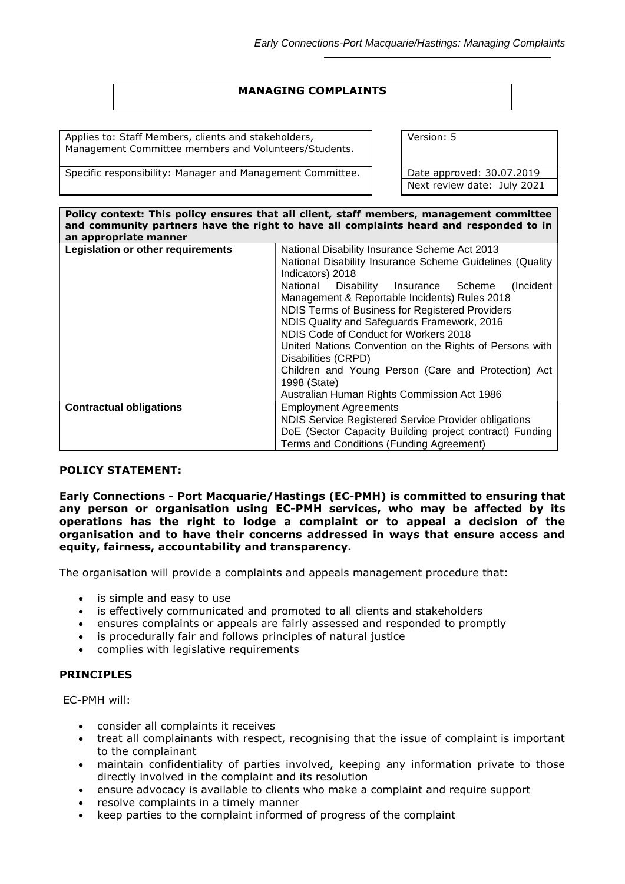# MANAGING COMPLAINTS

| Applies to: Staff Members, clients and stakeholders, Management Committee members and Volunteers/Students. | Version: 5 |
|---|---|
| Specific responsibility: Manager and Management Committee. | Date approved: 30.07.2019<br>Next review date: July 2021 |

| **Policy context: This policy ensures that all client, staff members, management committee and community partners have the right to have all complaints heard and responded to in an appropriate manner** | |
|---|---|
| **Legislation or other requirements** | National Disability Insurance Scheme Act 2013<br>National Disability Insurance Scheme Guidelines (Quality Indicators) 2018<br>National Disability Insurance Scheme (Incident Management & Reportable Incidents) Rules 2018<br>NDIS Terms of Business for Registered Providers<br>NDIS Quality and Safeguards Framework, 2016<br>NDIS Code of Conduct for Workers 2018<br>United Nations Convention on the Rights of Persons with Disabilities (CRPD)<br>Children and Young Person (Care and Protection) Act 1998 (State)<br>Australian Human Rights Commission Act 1986 |
| **Contractual obligations** | Employment Agreements<br>NDIS Service Registered Service Provider obligations<br>DoE (Sector Capacity Building project contract) Funding Terms and Conditions (Funding Agreement) |

## POLICY STATEMENT:

**Early Connections - Port Macquarie/Hastings (EC-PMH) is committed to ensuring that any person or organisation using EC-PMH services, who may be affected by its operations has the right to lodge a complaint or to appeal a decision of the organisation and to have their concerns addressed in ways that ensure access and equity, fairness, accountability and transparency.**

The organisation will provide a complaints and appeals management procedure that:

- is simple and easy to use
- is effectively communicated and promoted to all clients and stakeholders
- ensures complaints or appeals are fairly assessed and responded to promptly
- is procedurally fair and follows principles of natural justice
- complies with legislative requirements

## PRINCIPLES

EC-PMH will:

- consider all complaints it receives
- treat all complainants with respect, recognising that the issue of complaint is important to the complainant
- maintain confidentiality of parties involved, keeping any information private to those directly involved in the complaint and its resolution
- ensure advocacy is available to clients who make a complaint and require support
- resolve complaints in a timely manner
- keep parties to the complaint informed of progress of the complaint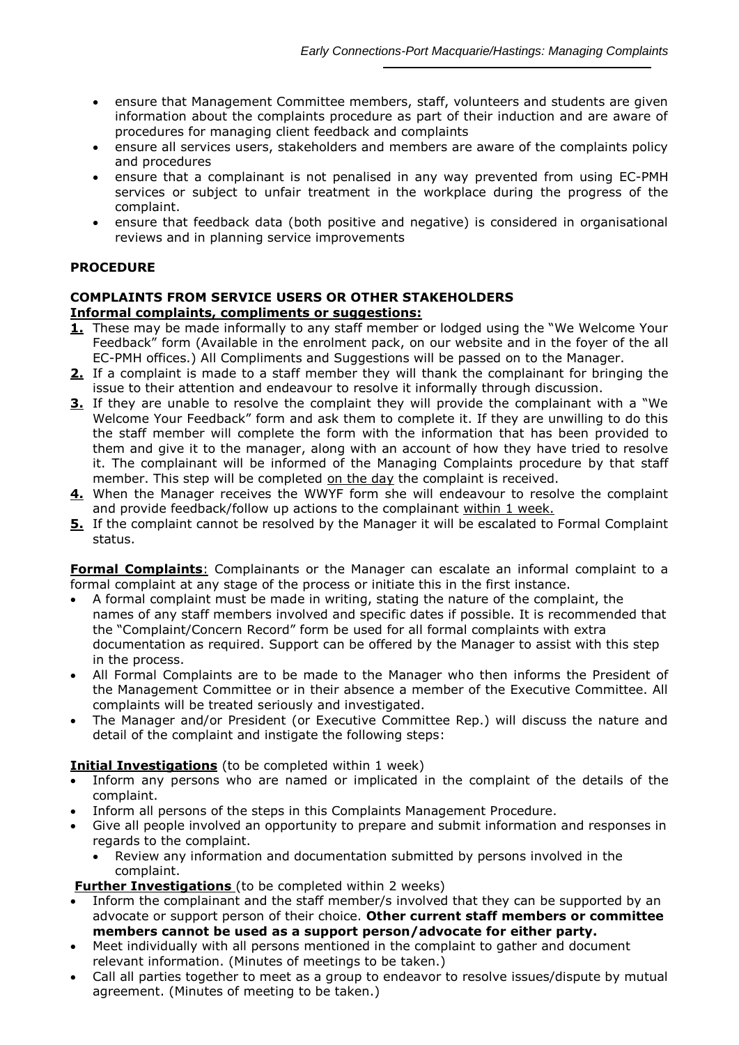- ensure that Management Committee members, staff, volunteers and students are given information about the complaints procedure as part of their induction and are aware of procedures for managing client feedback and complaints
- ensure all services users, stakeholders and members are aware of the complaints policy and procedures
- ensure that a complainant is not penalised in any way prevented from using EC-PMH services or subject to unfair treatment in the workplace during the progress of the complaint.
- ensure that feedback data (both positive and negative) is considered in organisational reviews and in planning service improvements

**PROCEDURE**

**COMPLAINTS FROM SERVICE USERS OR OTHER STAKEHOLDERS**
**Informal complaints, compliments or suggestions:**

1. These may be made informally to any staff member or lodged using the "We Welcome Your Feedback" form (Available in the enrolment pack, on our website and in the foyer of the all EC-PMH offices.) All Compliments and Suggestions will be passed on to the Manager.
2. If a complaint is made to a staff member they will thank the complainant for bringing the issue to their attention and endeavour to resolve it informally through discussion.
3. If they are unable to resolve the complaint they will provide the complainant with a "We Welcome Your Feedback" form and ask them to complete it. If they are unwilling to do this the staff member will complete the form with the information that has been provided to them and give it to the manager, along with an account of how they have tried to resolve it. The complainant will be informed of the Managing Complaints procedure by that staff member. This step will be completed <u>on the day</u> the complaint is received.
4. When the Manager receives the WWYF form she will endeavour to resolve the complaint and provide feedback/follow up actions to the complainant <u>within 1 week.</u>
5. If the complaint cannot be resolved by the Manager it will be escalated to Formal Complaint status.

**Formal Complaints**: Complainants or the Manager can escalate an informal complaint to a formal complaint at any stage of the process or initiate this in the first instance.

- A formal complaint must be made in writing, stating the nature of the complaint, the names of any staff members involved and specific dates if possible. It is recommended that the "Complaint/Concern Record" form be used for all formal complaints with extra documentation as required. Support can be offered by the Manager to assist with this step in the process.
- All Formal Complaints are to be made to the Manager who then informs the President of the Management Committee or in their absence a member of the Executive Committee. All complaints will be treated seriously and investigated.
- The Manager and/or President (or Executive Committee Rep.) will discuss the nature and detail of the complaint and instigate the following steps:

**Initial Investigations** (to be completed within 1 week)

- Inform any persons who are named or implicated in the complaint of the details of the complaint.
- Inform all persons of the steps in this Complaints Management Procedure.
- Give all people involved an opportunity to prepare and submit information and responses in regards to the complaint.
  - Review any information and documentation submitted by persons involved in the complaint.

**Further Investigations** (to be completed within 2 weeks)

- Inform the complainant and the staff member/s involved that they can be supported by an advocate or support person of their choice. **Other current staff members or committee members cannot be used as a support person/advocate for either party.**
- Meet individually with all persons mentioned in the complaint to gather and document relevant information. (Minutes of meetings to be taken.)
- Call all parties together to meet as a group to endeavor to resolve issues/dispute by mutual agreement. (Minutes of meeting to be taken.)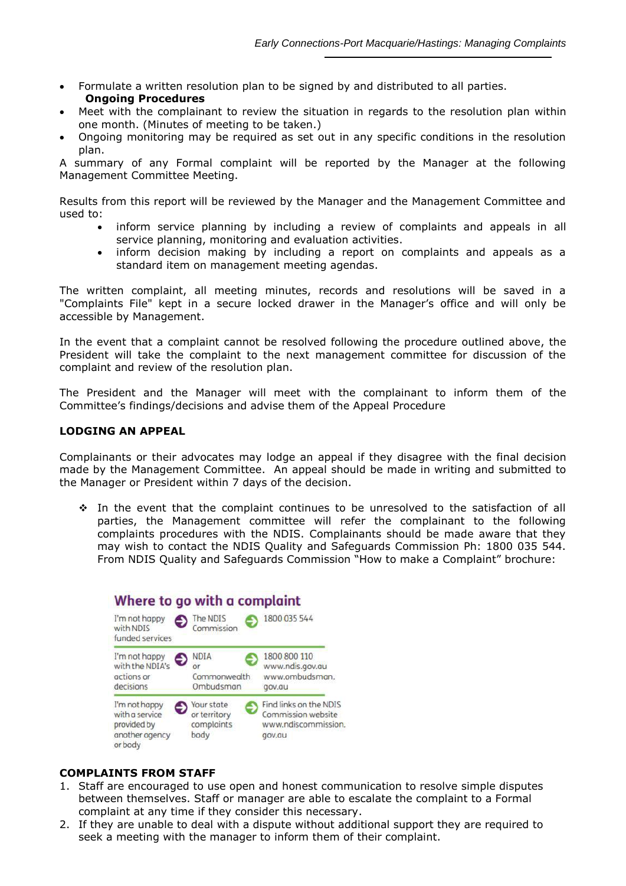- Formulate a written resolution plan to be signed by and distributed to all parties.

**Ongoing Procedures**

- Meet with the complainant to review the situation in regards to the resolution plan within one month. (Minutes of meeting to be taken.)
- Ongoing monitoring may be required as set out in any specific conditions in the resolution plan.

A summary of any Formal complaint will be reported by the Manager at the following Management Committee Meeting.

Results from this report will be reviewed by the Manager and the Management Committee and used to:

- inform service planning by including a review of complaints and appeals in all service planning, monitoring and evaluation activities.
- inform decision making by including a report on complaints and appeals as a standard item on management meeting agendas.

The written complaint, all meeting minutes, records and resolutions will be saved in a "Complaints File" kept in a secure locked drawer in the Manager's office and will only be accessible by Management.

In the event that a complaint cannot be resolved following the procedure outlined above, the President will take the complaint to the next management committee for discussion of the complaint and review of the resolution plan.

The President and the Manager will meet with the complainant to inform them of the Committee's findings/decisions and advise them of the Appeal Procedure

**LODGING AN APPEAL**

Complainants or their advocates may lodge an appeal if they disagree with the final decision made by the Management Committee. An appeal should be made in writing and submitted to the Manager or President within 7 days of the decision.

- ❖ In the event that the complaint continues to be unresolved to the satisfaction of all parties, the Management committee will refer the complainant to the following complaints procedures with the NDIS. Complainants should be made aware that they may wish to contact the NDIS Quality and Safeguards Commission Ph: 1800 035 544. From NDIS Quality and Safeguards Commission "How to make a Complaint" brochure:

**Where to go with a complaint**

| | | |
|---|---|---|
| I'm not happy with NDIS funded services | The NDIS Commission | 1800 035 544 |
| I'm not happy with the NDIA's actions or decisions | NDIA or Commonwealth Ombudsman | 1800 800 110 www.ndis.gov.au www.ombudsman.gov.au |
| I'm not happy with a service provided by another agency or body | Your state or territory complaints body | Find links on the NDIS Commission website www.ndiscommission.gov.au |

**COMPLAINTS FROM STAFF**

1. Staff are encouraged to use open and honest communication to resolve simple disputes between themselves. Staff or manager are able to escalate the complaint to a Formal complaint at any time if they consider this necessary.
2. If they are unable to deal with a dispute without additional support they are required to seek a meeting with the manager to inform them of their complaint.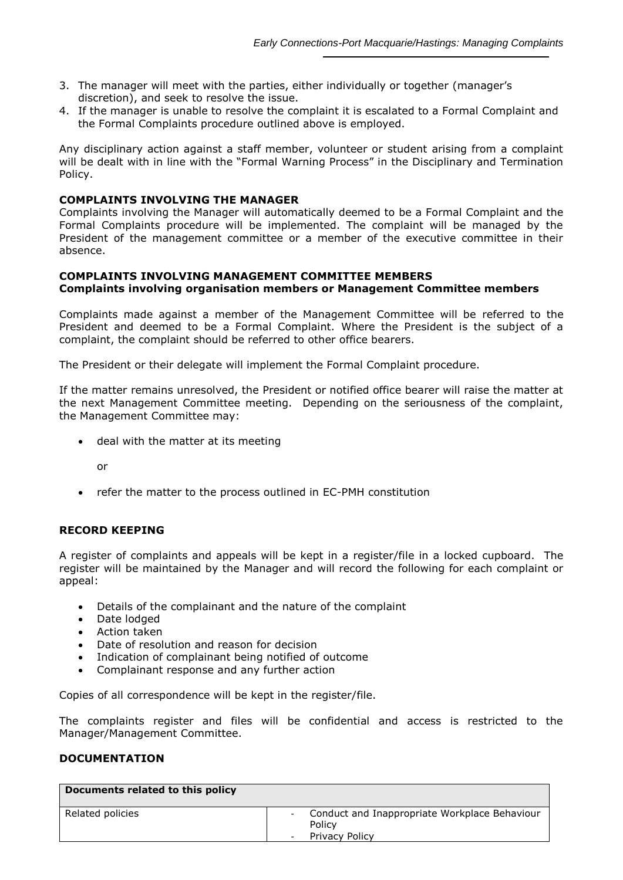3. The manager will meet with the parties, either individually or together (manager's discretion), and seek to resolve the issue.
4. If the manager is unable to resolve the complaint it is escalated to a Formal Complaint and the Formal Complaints procedure outlined above is employed.

Any disciplinary action against a staff member, volunteer or student arising from a complaint will be dealt with in line with the "Formal Warning Process" in the Disciplinary and Termination Policy.

### COMPLAINTS INVOLVING THE MANAGER

Complaints involving the Manager will automatically deemed to be a Formal Complaint and the Formal Complaints procedure will be implemented. The complaint will be managed by the President of the management committee or a member of the executive committee in their absence.

### COMPLAINTS INVOLVING MANAGEMENT COMMITTEE MEMBERS

**Complaints involving organisation members or Management Committee members**

Complaints made against a member of the Management Committee will be referred to the President and deemed to be a Formal Complaint. Where the President is the subject of a complaint, the complaint should be referred to other office bearers.

The President or their delegate will implement the Formal Complaint procedure.

If the matter remains unresolved, the President or notified office bearer will raise the matter at the next Management Committee meeting. Depending on the seriousness of the complaint, the Management Committee may:

- deal with the matter at its meeting

  or

- refer the matter to the process outlined in EC-PMH constitution

### RECORD KEEPING

A register of complaints and appeals will be kept in a register/file in a locked cupboard. The register will be maintained by the Manager and will record the following for each complaint or appeal:

- Details of the complainant and the nature of the complaint
- Date lodged
- Action taken
- Date of resolution and reason for decision
- Indication of complainant being notified of outcome
- Complainant response and any further action

Copies of all correspondence will be kept in the register/file.

The complaints register and files will be confidential and access is restricted to the Manager/Management Committee.

### DOCUMENTATION

| Documents related to this policy | |
|---|---|
| Related policies | - Conduct and Inappropriate Workplace Behaviour Policy<br>- Privacy Policy |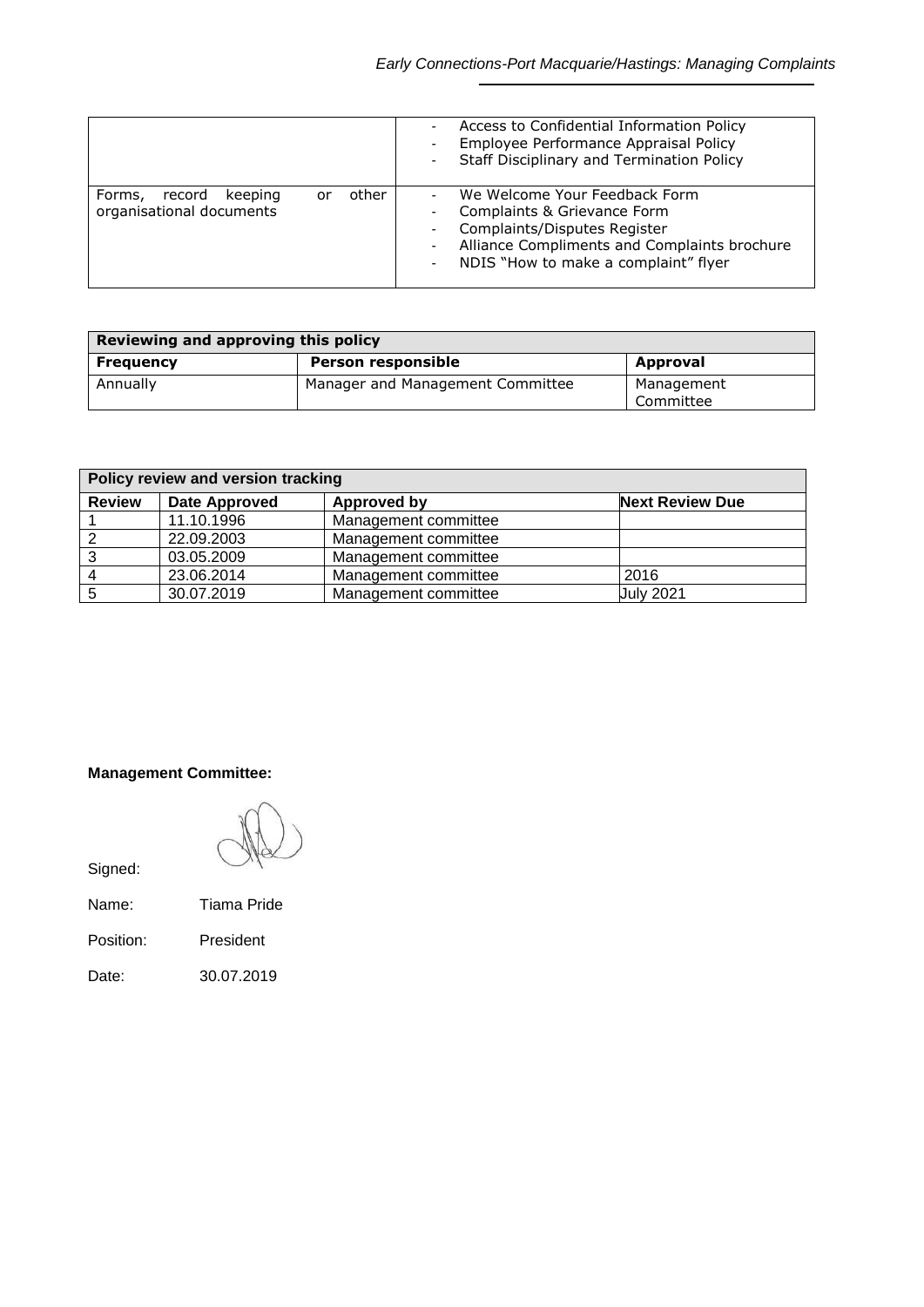| | |
|---|---|
| | - Access to Confidential Information Policy<br>- Employee Performance Appraisal Policy<br>- Staff Disciplinary and Termination Policy |
| Forms, record keeping or other organisational documents | - We Welcome Your Feedback Form<br>- Complaints & Grievance Form<br>- Complaints/Disputes Register<br>- Alliance Compliments and Complaints brochure<br>- NDIS "How to make a complaint" flyer |

| **Reviewing and approving this policy** | | |
|---|---|---|
| **Frequency** | **Person responsible** | **Approval** |
| Annually | Manager and Management Committee | Management Committee |

| **Policy review and version tracking** | | | |
|---|---|---|---|
| **Review** | **Date Approved** | **Approved by** | **Next Review Due** |
| 1 | 11.10.1996 | Management committee | |
| 2 | 22.09.2003 | Management committee | |
| 3 | 03.05.2009 | Management committee | |
| 4 | 23.06.2014 | Management committee | 2016 |
| 5 | 30.07.2019 | Management committee | July 2021 |

**Management Committee:**

Signed:

Name: Tiama Pride

Position: President

Date: 30.07.2019